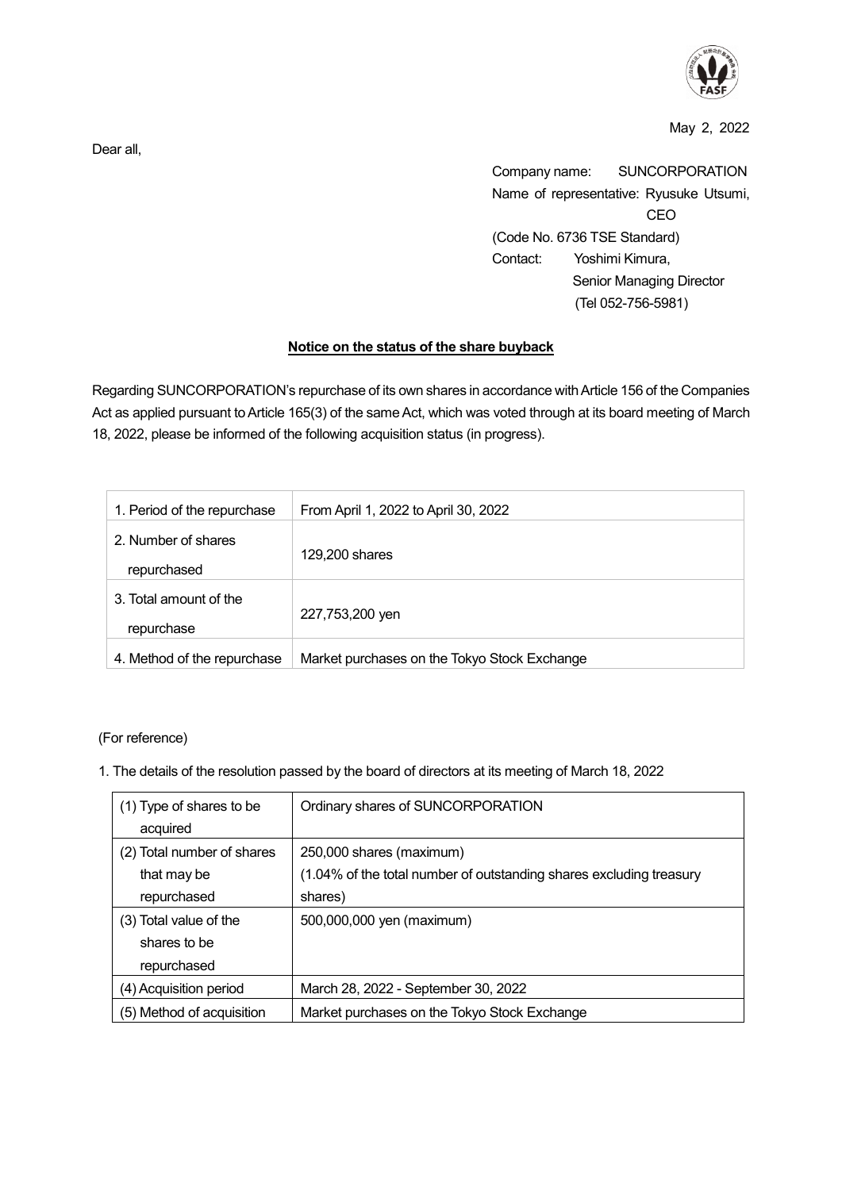May 2, 2022

Dear all,

Company name: SUNCORPORATION
Name of representative: Ryusuke Utsumi, CEO
(Code No. 6736 TSE Standard)
Contact: Yoshimi Kimura, Senior Managing Director
(Tel 052-756-5981)

## Notice on the status of the share buyback

Regarding SUNCORPORATION's repurchase of its own shares in accordance with Article 156 of the Companies Act as applied pursuant to Article 165(3) of the same Act, which was voted through at its board meeting of March 18, 2022, please be informed of the following acquisition status (in progress).

| | |
|---|---|
| 1. Period of the repurchase | From April 1, 2022 to April 30, 2022 |
| 2. Number of shares repurchased | 129,200 shares |
| 3. Total amount of the repurchase | 227,753,200 yen |
| 4. Method of the repurchase | Market purchases on the Tokyo Stock Exchange |

(For reference)

1. The details of the resolution passed by the board of directors at its meeting of March 18, 2022

| | |
|---|---|
| (1) Type of shares to be acquired | Ordinary shares of SUNCORPORATION |
| (2) Total number of shares that may be repurchased | 250,000 shares (maximum)<br>(1.04% of the total number of outstanding shares excluding treasury shares) |
| (3) Total value of the shares to be repurchased | 500,000,000 yen (maximum) |
| (4) Acquisition period | March 28, 2022 - September 30, 2022 |
| (5) Method of acquisition | Market purchases on the Tokyo Stock Exchange |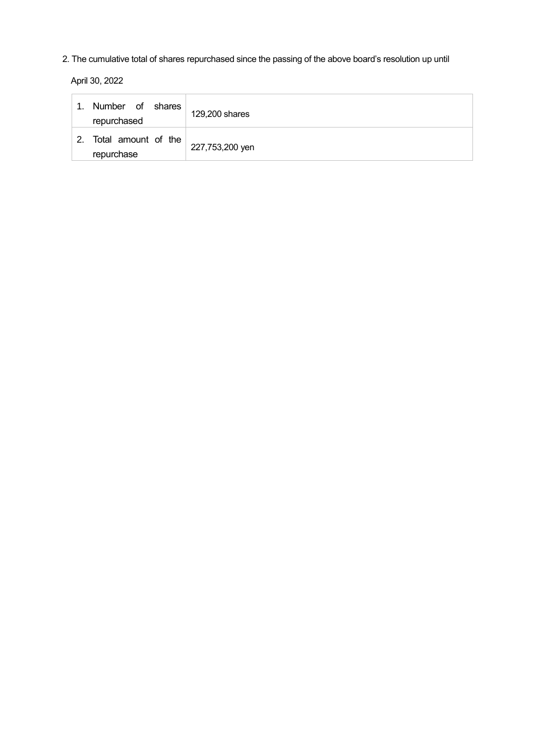2. The cumulative total of shares repurchased since the passing of the above board's resolution up until

April 30, 2022

| | |
|---|---|
| 1. Number of shares repurchased | 129,200 shares |
| 2. Total amount of the repurchase | 227,753,200 yen |